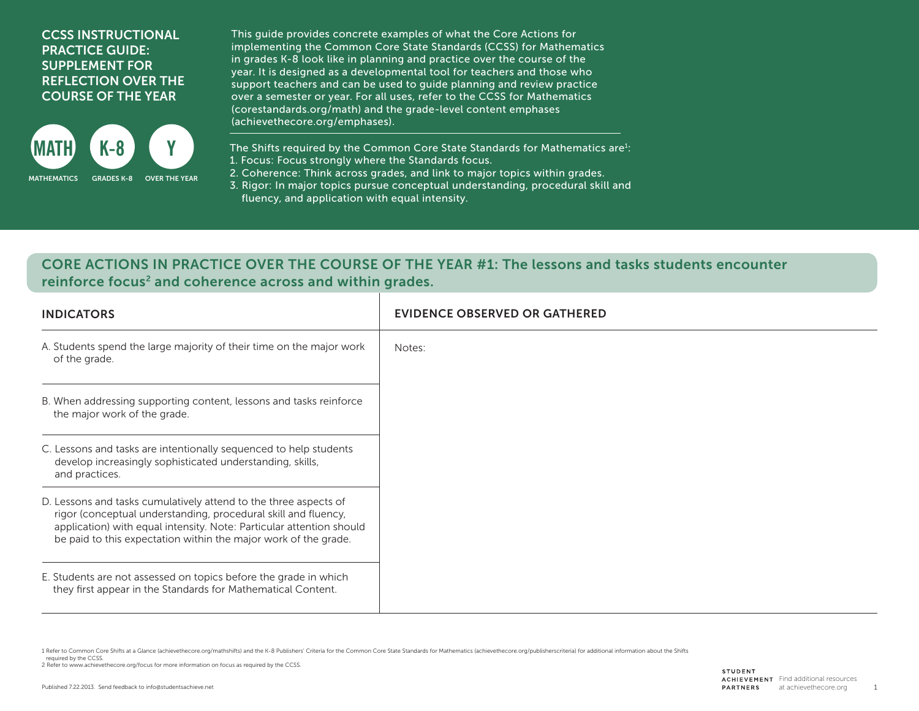# CCSS INSTRUCTIONAL PRACTICE GUIDE: SUPPLEMENT FOR REFLECTION OVER THE COURSE OF THE YEAR

**MATH** — MATHEMATICS | **K-8** — GRADES K-8 | **Y** — OVER THE YEAR

This guide provides concrete examples of what the Core Actions for implementing the Common Core State Standards (CCSS) for Mathematics in grades K-8 look like in planning and practice over the course of the year. It is designed as a developmental tool for teachers and those who support teachers and can be used to guide planning and review practice over a semester or year. For all uses, refer to the CCSS for Mathematics (corestandards.org/math) and the grade-level content emphases (achievethecore.org/emphases).

The Shifts required by the Common Core State Standards for Mathematics are[1]:

1. Focus: Focus strongly where the Standards focus.
2. Coherence: Think across grades, and link to major topics within grades.
3. Rigor: In major topics pursue conceptual understanding, procedural skill and fluency, and application with equal intensity.

## CORE ACTIONS IN PRACTICE OVER THE COURSE OF THE YEAR #1: The lessons and tasks students encounter reinforce focus[2] and coherence across and within grades.

| INDICATORS | EVIDENCE OBSERVED OR GATHERED |
|---|---|
| A. Students spend the large majority of their time on the major work of the grade. | Notes: |
| B. When addressing supporting content, lessons and tasks reinforce the major work of the grade. | |
| C. Lessons and tasks are intentionally sequenced to help students develop increasingly sophisticated understanding, skills, and practices. | |
| D. Lessons and tasks cumulatively attend to the three aspects of rigor (conceptual understanding, procedural skill and fluency, application) with equal intensity. Note: Particular attention should be paid to this expectation within the major work of the grade. | |
| E. Students are not assessed on topics before the grade in which they first appear in the Standards for Mathematical Content. | |

1 Refer to Common Core Shifts at a Glance (achievethecore.org/mathshifts) and the K-8 Publishers' Criteria for the Common Core State Standards for Mathematics (achievethecore.org/publisherscriteria) for additional information about the Shifts required by the CCSS.

2 Refer to www.achievethecore.org/focus for more information on focus as required by the CCSS.

Published 7.22.2013. Send feedback to info@studentsachieve.net

STUDENT ACHIEVEMENT PARTNERS — Find additional resources at achievethecore.org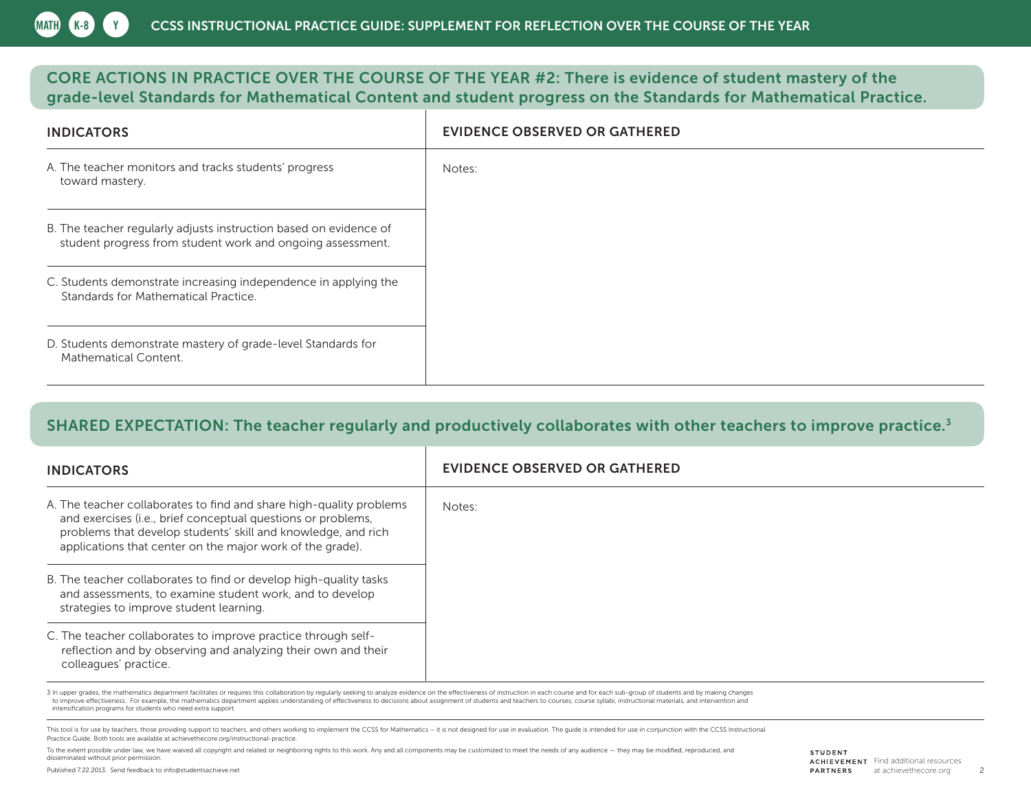## CORE ACTIONS IN PRACTICE OVER THE COURSE OF THE YEAR #2: There is evidence of student mastery of the grade-level Standards for Mathematical Content and student progress on the Standards for Mathematical Practice.

| INDICATORS | EVIDENCE OBSERVED OR GATHERED |
|---|---|
| A. The teacher monitors and tracks students' progress toward mastery. | Notes: |
| B. The teacher regularly adjusts instruction based on evidence of student progress from student work and ongoing assessment. | |
| C. Students demonstrate increasing independence in applying the Standards for Mathematical Practice. | |
| D. Students demonstrate mastery of grade-level Standards for Mathematical Content. | |

## SHARED EXPECTATION: The teacher regularly and productively collaborates with other teachers to improve practice.[3]

| INDICATORS | EVIDENCE OBSERVED OR GATHERED |
|---|---|
| A. The teacher collaborates to find and share high-quality problems and exercises (i.e., brief conceptual questions or problems, problems that develop students' skill and knowledge, and rich applications that center on the major work of the grade). | Notes: |
| B. The teacher collaborates to find or develop high-quality tasks and assessments, to examine student work, and to develop strategies to improve student learning. | |
| C. The teacher collaborates to improve practice through self-reflection and by observing and analyzing their own and their colleagues' practice. | |

3 In upper grades, the mathematics department facilitates or requires this collaboration by regularly seeking to analyze evidence on the effectiveness of instruction in each course and for each sub-group of students and by making changes to improve effectiveness. For example, the mathematics department applies understanding of effectiveness to decisions about assignment of students and teachers to courses, course syllabi, instructional materials, and intervention and intensification programs for students who need extra support.

This tool is for use by teachers, those providing support to teachers, and others working to implement the CCSS for Mathematics – it is not designed for use in evaluation. The guide is intended for use in conjunction with the CCSS Instructional Practice Guide. Both tools are available at achievethecore.org/instructional-practice.

To the extent possible under law, we have waived all copyright and related or neighboring rights to this work. Any and all components may be customized to meet the needs of any audience — they may be modified, reproduced, and disseminated without prior permission.

Published 7.22.2013. Send feedback to info@studentsachieve.net

STUDENT ACHIEVEMENT PARTNERS Find additional resources at achievethecore.org